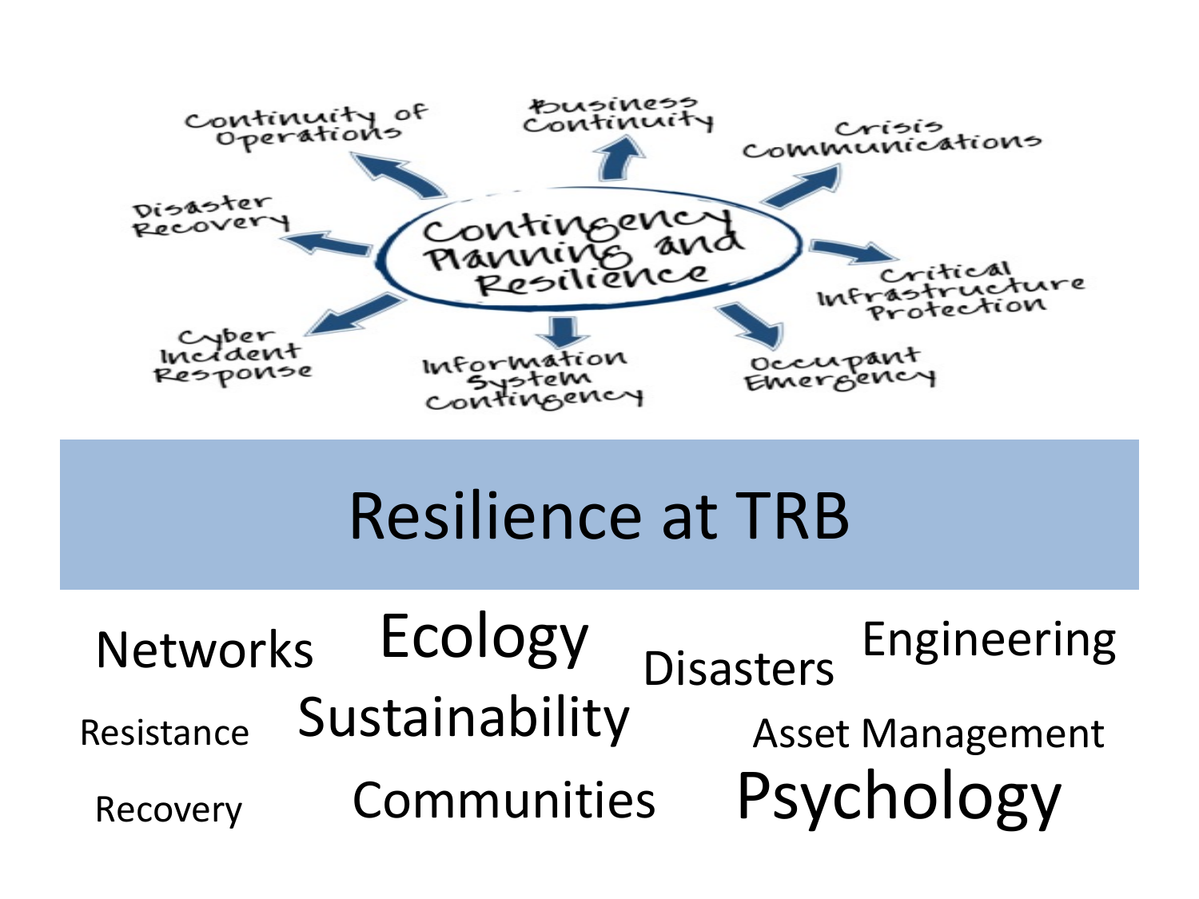Contingency Planning and Resilience

- Continuity of Operations
- Business Continuity
- Crisis Communications
- Critical Infrastructure Protection
- Occupant Emergency
- Information System Contingency
- Cyber Incident Response
- Disaster Recovery

# Resilience at TRB

Networks Ecology Disasters Engineering

Resistance Sustainability Asset Management

Recovery Communities Psychology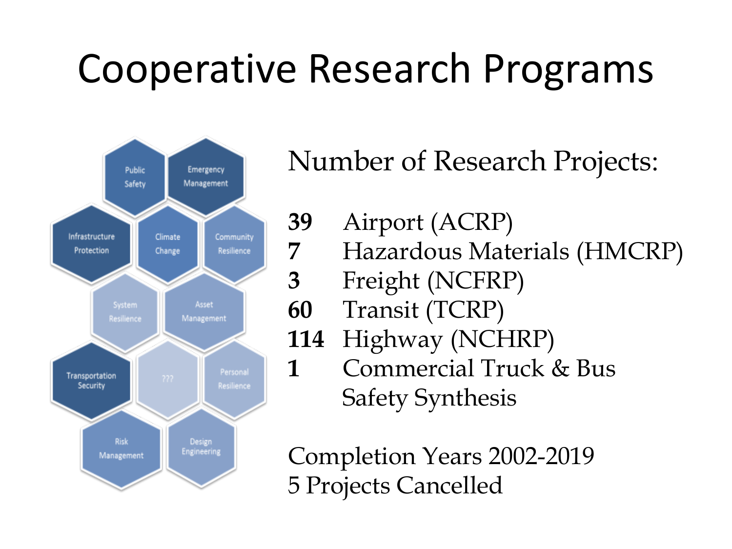# Cooperative Research Programs

Public Safety

Emergency Management

Infrastructure Protection

Climate Change

Community Resilience

System Resilience

Asset Management

Transportation Security

???

Personal Resilience

Risk Management

Design Engineering

Number of Research Projects:

- **39** Airport (ACRP)
- **7** Hazardous Materials (HMCRP)
- **3** Freight (NCFRP)
- **60** Transit (TCRP)
- **114** Highway (NCHRP)
- **1** Commercial Truck & Bus Safety Synthesis

Completion Years 2002-2019

5 Projects Cancelled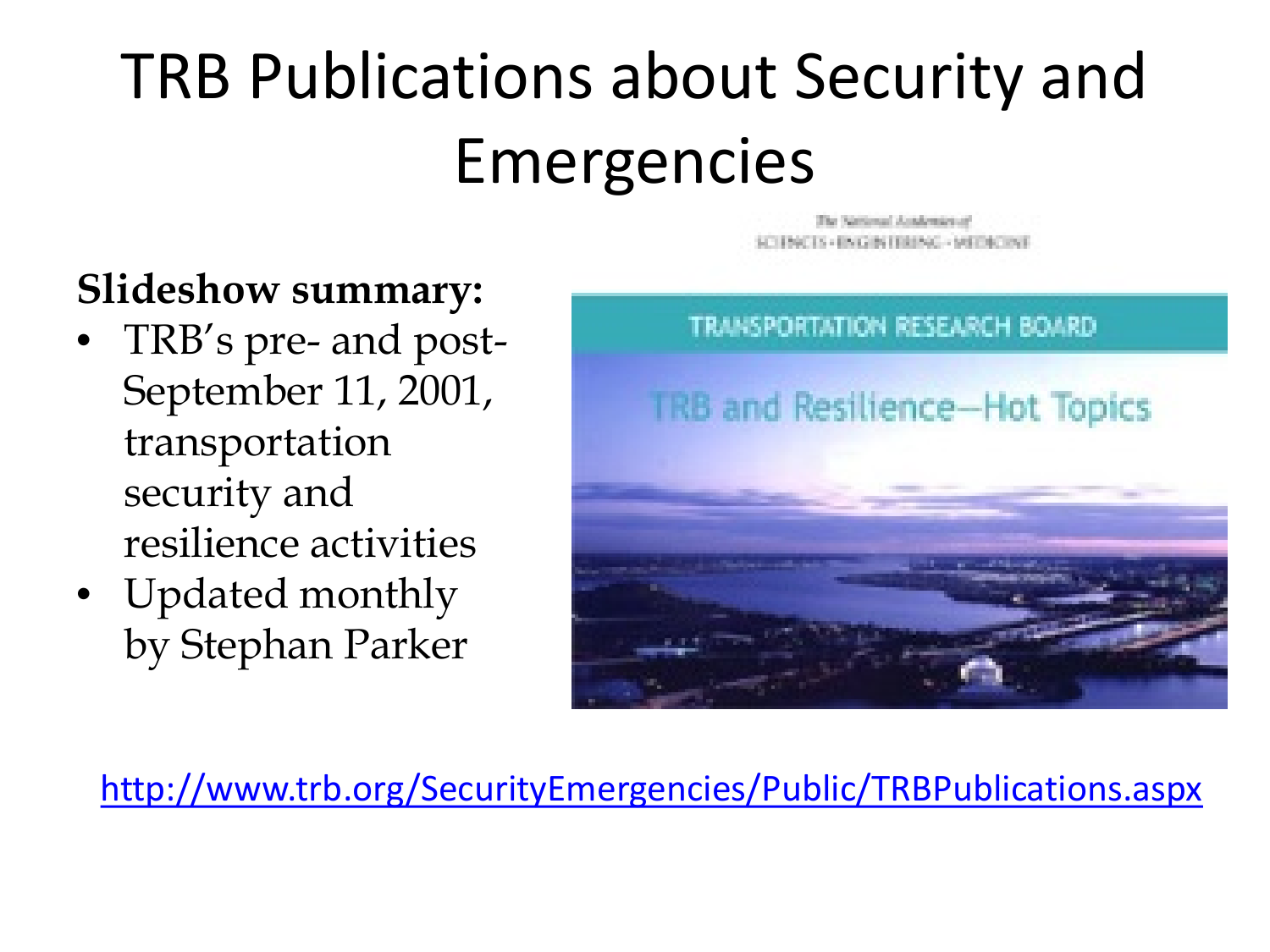# TRB Publications about Security and Emergencies

**Slideshow summary:**

- TRB's pre- and post-September 11, 2001, transportation security and resilience activities
- Updated monthly by Stephan Parker

The National Academies of SCIENCES • ENGINEERING • MEDICINE

TRANSPORTATION RESEARCH BOARD

TRB and Resilience—Hot Topics

http://www.trb.org/SecurityEmergencies/Public/TRBPublications.aspx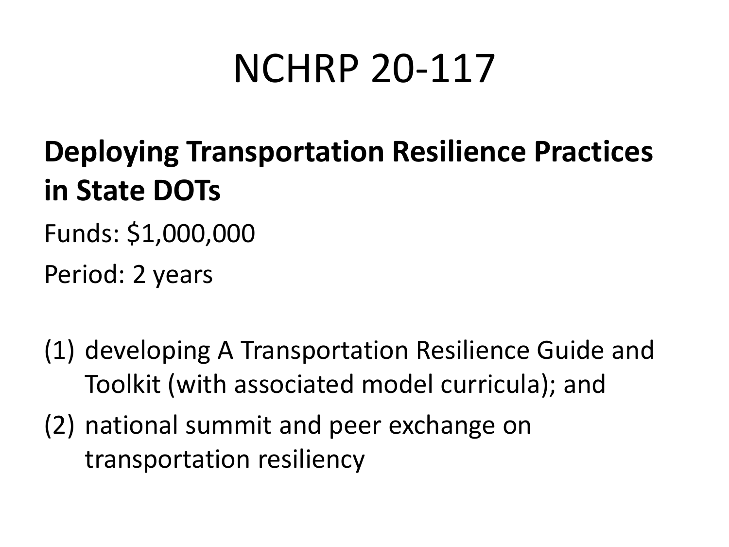# NCHRP 20-117

**Deploying Transportation Resilience Practices in State DOTs**

Funds: $1,000,000

Period: 2 years

(1) developing A Transportation Resilience Guide and Toolkit (with associated model curricula); and

(2) national summit and peer exchange on transportation resiliency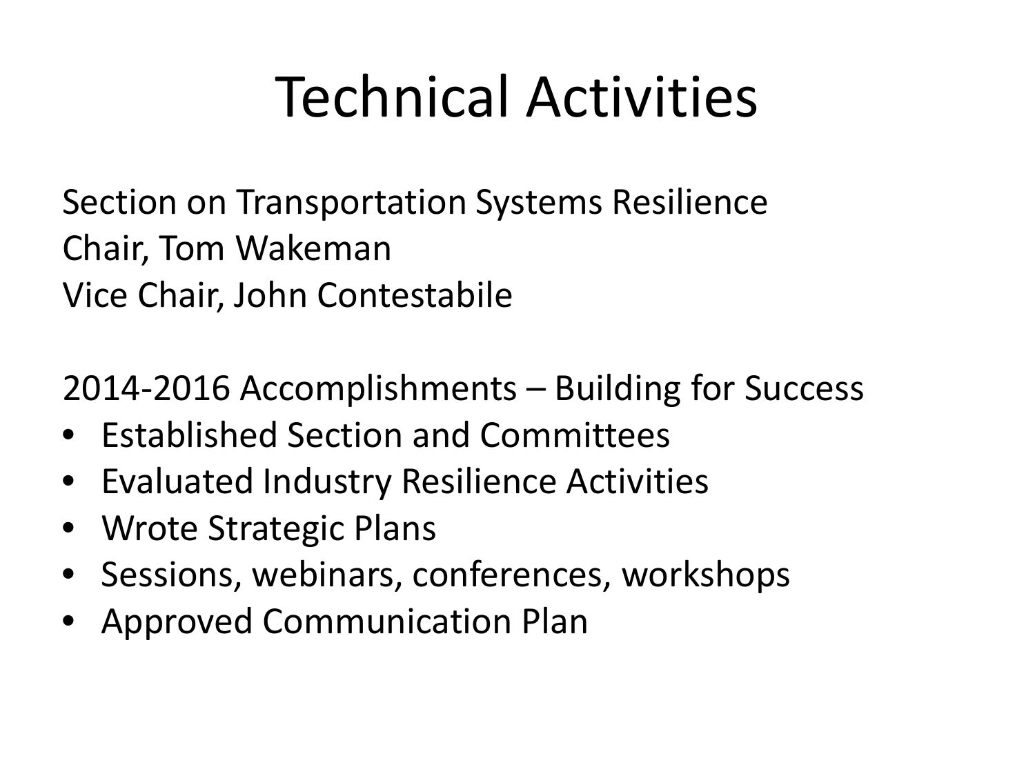# Technical Activities

Section on Transportation Systems Resilience
Chair, Tom Wakeman
Vice Chair, John Contestabile

2014-2016 Accomplishments – Building for Success

- Established Section and Committees
- Evaluated Industry Resilience Activities
- Wrote Strategic Plans
- Sessions, webinars, conferences, workshops
- Approved Communication Plan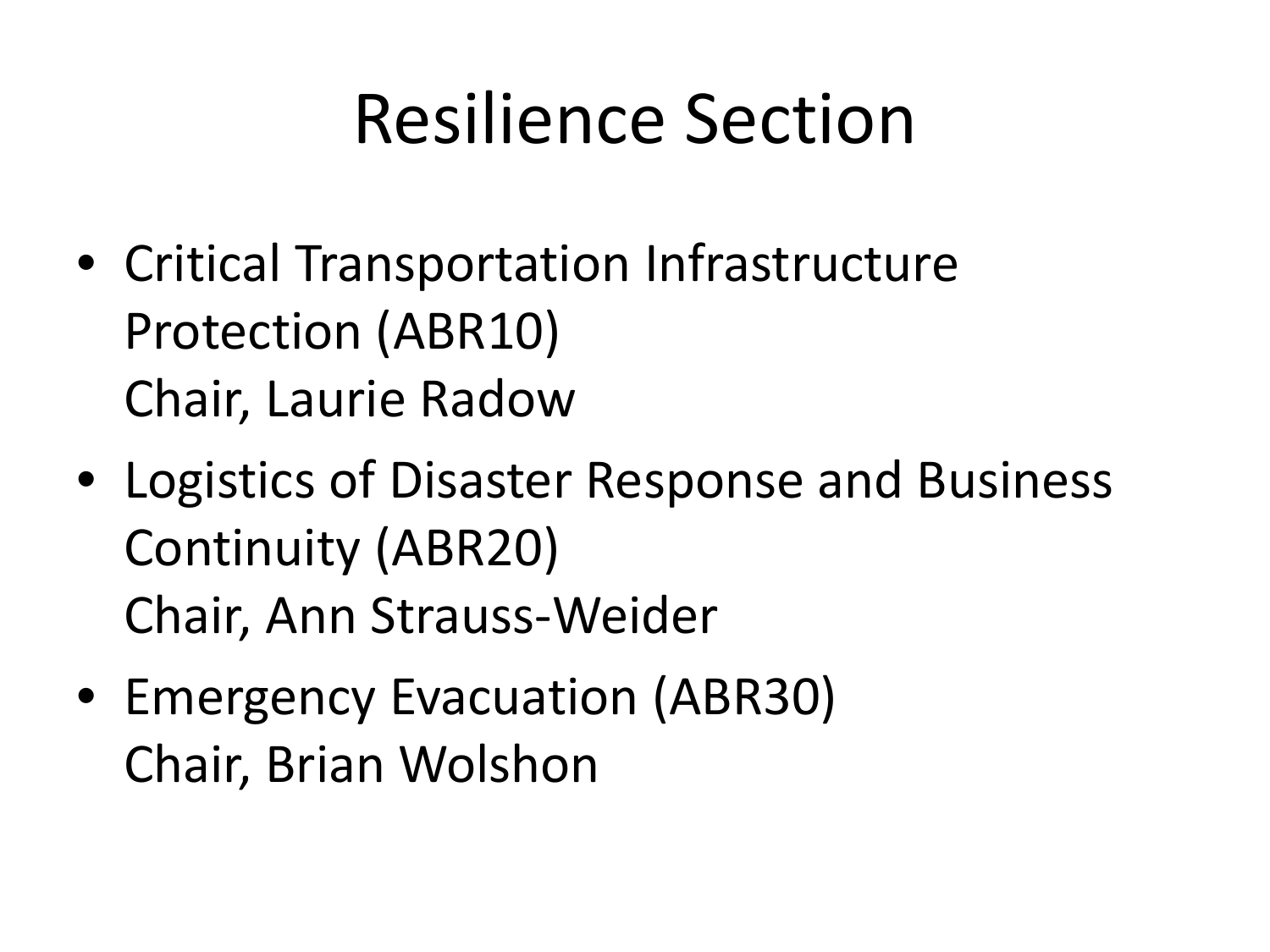# Resilience Section

- Critical Transportation Infrastructure Protection (ABR10)
  Chair, Laurie Radow
- Logistics of Disaster Response and Business Continuity (ABR20)
  Chair, Ann Strauss-Weider
- Emergency Evacuation (ABR30)
  Chair, Brian Wolshon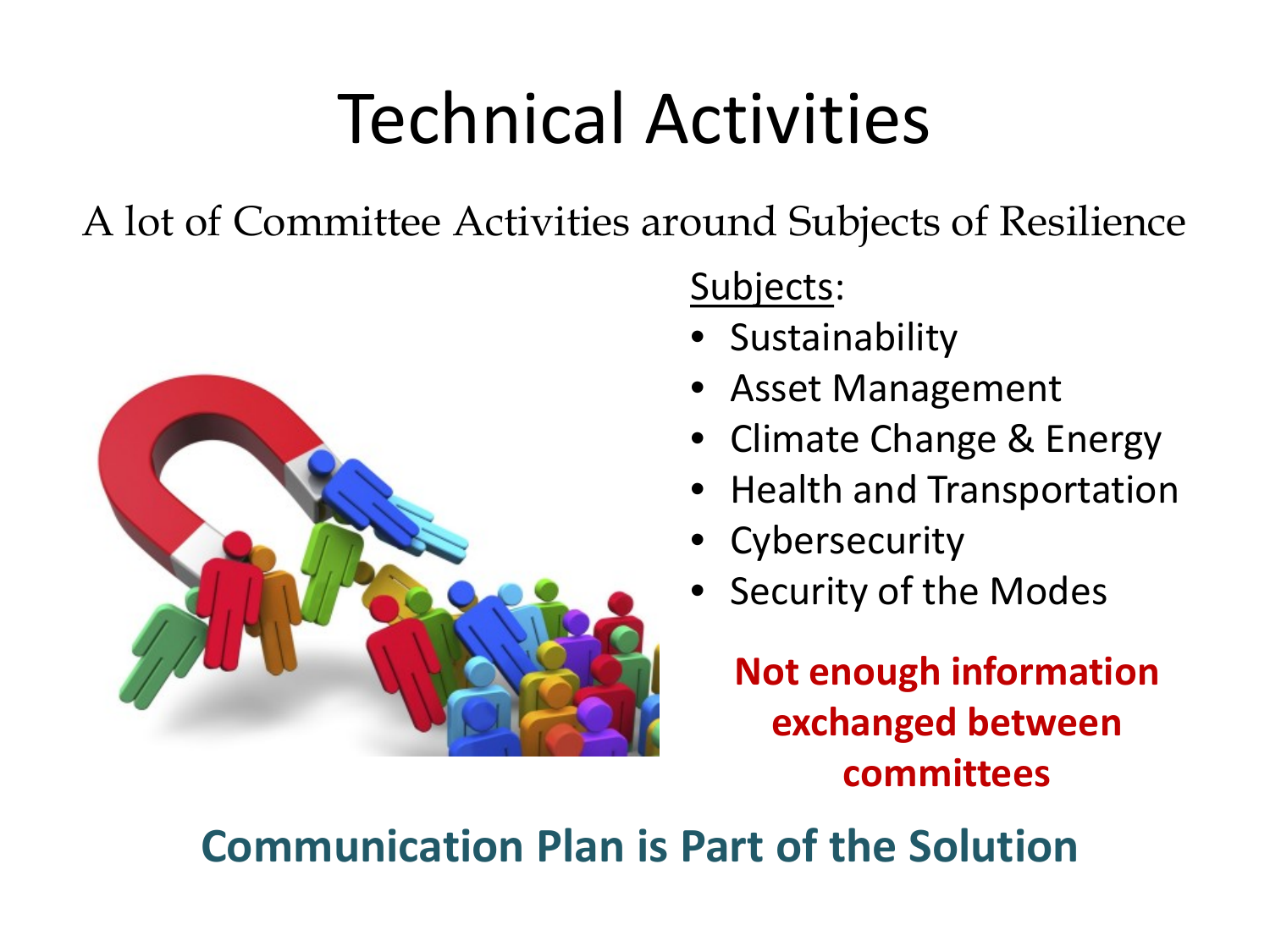# Technical Activities

A lot of Committee Activities around Subjects of Resilience

<u>Subjects</u>:

- Sustainability
- Asset Management
- Climate Change & Energy
- Health and Transportation
- Cybersecurity
- Security of the Modes

**Not enough information exchanged between committees**

**Communication Plan is Part of the Solution**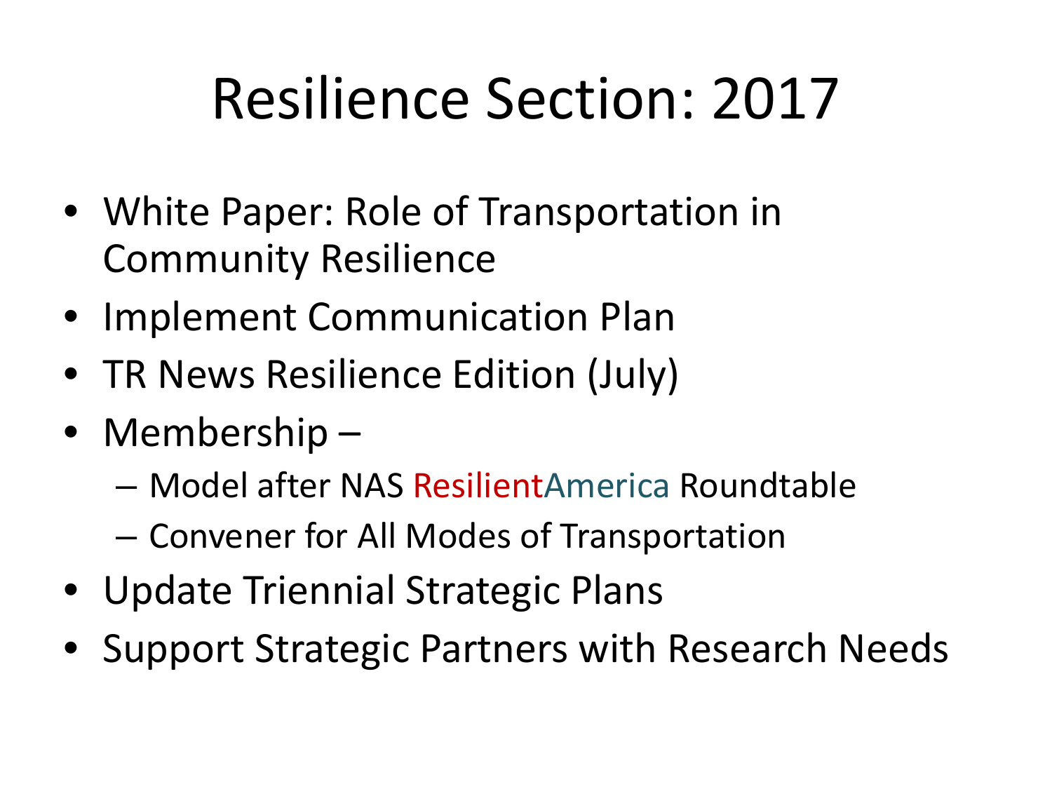# Resilience Section: 2017

- White Paper: Role of Transportation in Community Resilience
- Implement Communication Plan
- TR News Resilience Edition (July)
- Membership –
  - Model after NAS ResilientAmerica Roundtable
  - Convener for All Modes of Transportation
- Update Triennial Strategic Plans
- Support Strategic Partners with Research Needs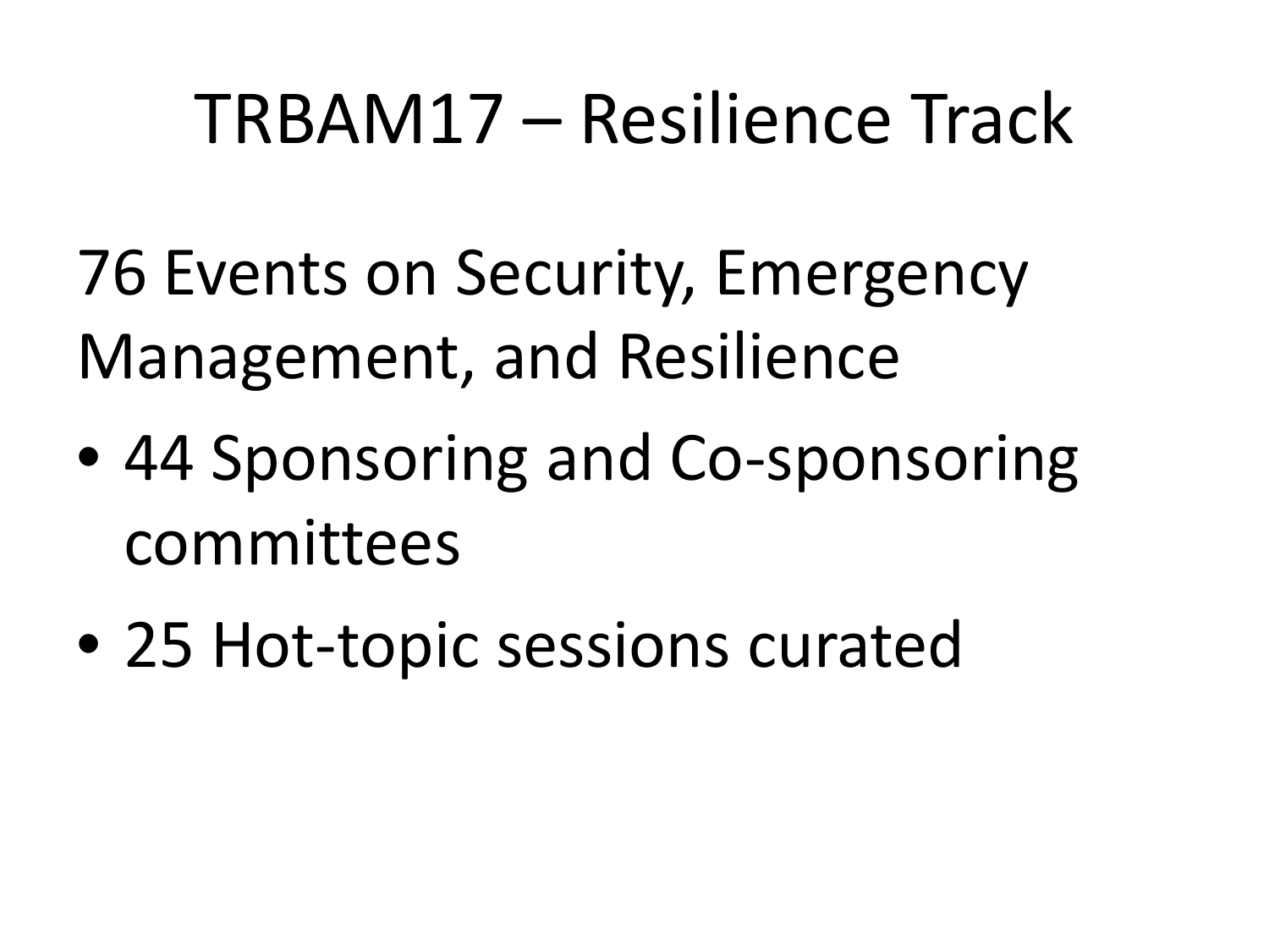# TRBAM17 – Resilience Track

76 Events on Security, Emergency Management, and Resilience

- 44 Sponsoring and Co-sponsoring committees
- 25 Hot-topic sessions curated